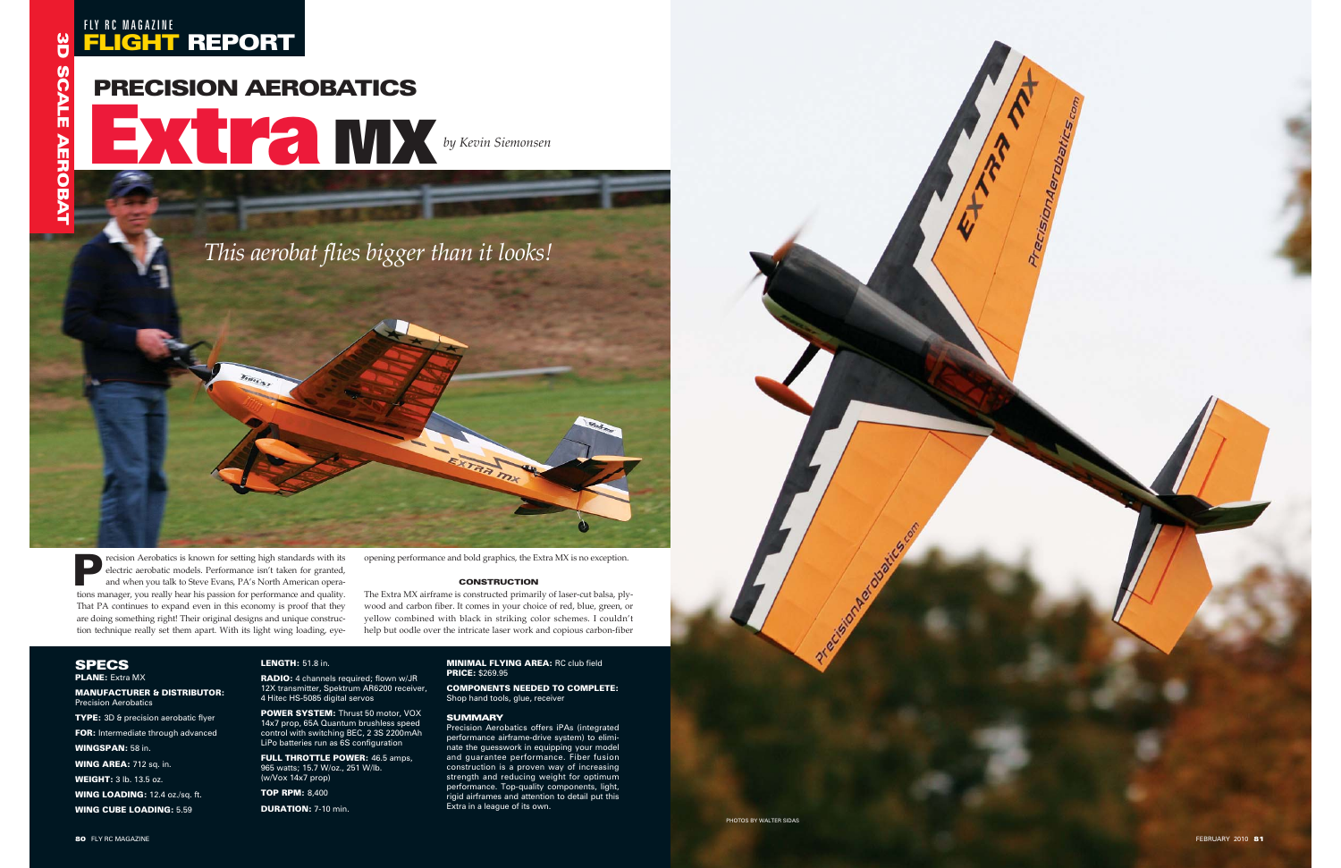FLY RC MAGAZINE
**FLIGHT REPORT**

3D SCALE AEROBAT

# PRECISION AEROBATICS
# Extra MX

*by Kevin Siemonsen*

*This aerobat flies bigger than it looks!*

Precision Aerobatics is known for setting high standards with its electric aerobatic models. Performance isn't taken for granted, and when you talk to Steve Evans, PA's North American operations manager, you really hear his passion for performance and quality. That PA continues to expand even in this economy is proof that they are doing something right! Their original designs and unique construction technique really set them apart. With its light wing loading, eye-opening performance and bold graphics, the Extra MX is no exception.

### CONSTRUCTION

The Extra MX airframe is constructed primarily of laser-cut balsa, plywood and carbon fiber. It comes in your choice of red, blue, green, or yellow combined with black in striking color schemes. I couldn't help but oodle over the intricate laser work and copious carbon-fiber

## SPECS

**PLANE:** Extra MX

**MANUFACTURER & DISTRIBUTOR:** Precision Aerobatics

**TYPE:** 3D & precision aerobatic flyer

**FOR:** Intermediate through advanced

**WINGSPAN:** 58 in.

**WING AREA:** 712 sq. in.

**WEIGHT:** 3 lb. 13.5 oz.

**WING LOADING:** 12.4 oz./sq. ft.

**WING CUBE LOADING:** 5.59

**LENGTH:** 51.8 in.

**RADIO:** 4 channels required; flown w/JR 12X transmitter, Spektrum AR6200 receiver, 4 Hitec HS-5085 digital servos

**POWER SYSTEM:** Thrust 50 motor, VOX 14x7 prop, 65A Quantum brushless speed control with switching BEC, 2 3S 2200mAh LiPo batteries run as 6S configuration

**FULL THROTTLE POWER:** 46.5 amps, 965 watts; 15.7 W/oz., 251 W/lb. (w/Vox 14x7 prop)

**TOP RPM:** 8,400

**DURATION:** 7-10 min.

**MINIMAL FLYING AREA:** RC club field

**PRICE:** $269.95

**COMPONENTS NEEDED TO COMPLETE:** Shop hand tools, glue, receiver

### SUMMARY

Precision Aerobatics offers iPAs (integrated performance airframe-drive system) to eliminate the guesswork in equipping your model and guarantee performance. Fiber fusion construction is a proven way of increasing strength and reducing weight for optimum performance. Top-quality components, light, rigid airframes and attention to detail put this Extra in a league of its own.

PHOTOS BY WALTER SIDAS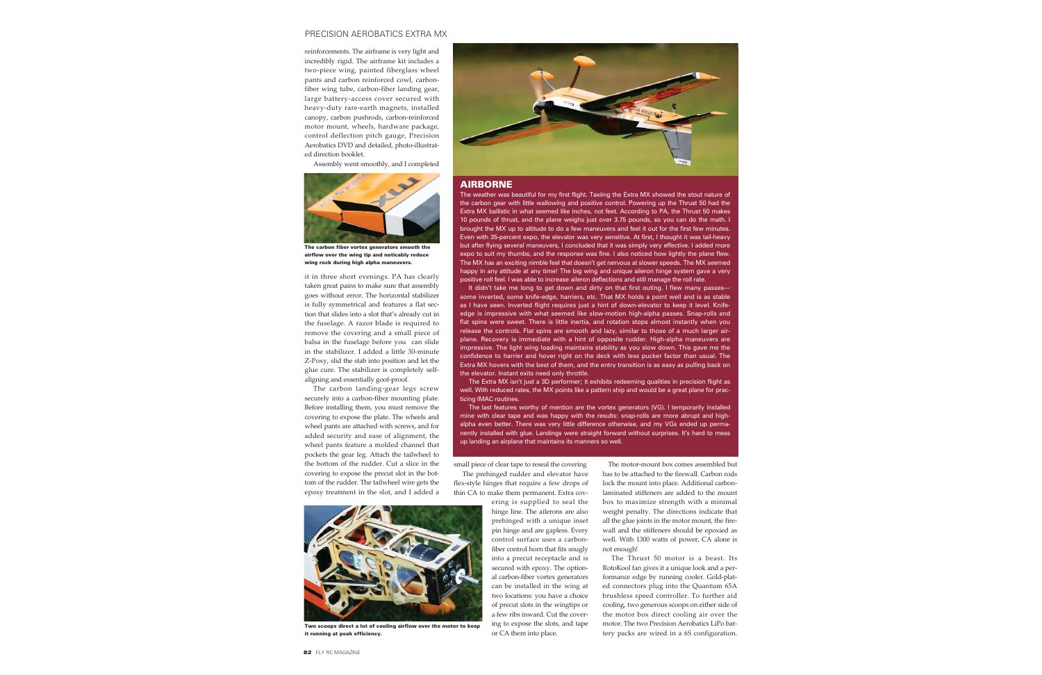reinforcements. The airframe is very light and incredibly rigid. The airframe kit includes a two-piece wing, painted fiberglass wheel pants and carbon reinforced cowl, carbon-fiber wing tube, carbon-fiber landing gear, large battery-access cover secured with heavy-duty rare-earth magnets, installed canopy, carbon pushrods, carbon-reinforced motor mount, wheels, hardware package, control deflection pitch gauge, Precision Aerobatics DVD and detailed, photo-illustrated direction booklet.

Assembly went smoothly, and I completed it in three short evenings. PA has clearly taken great pains to make sure that assembly goes without error. The horizontal stabilizer is fully symmetrical and features a flat section that slides into a slot that's already cut in the fuselage. A razor blade is required to remove the covering and a small piece of balsa in the fuselage before you can slide in the stabilizer. I added a little 30-minute Z-Poxy, slid the stab into position and let the glue cure. The stabilizer is completely self-aligning and essentially goof-proof.

**The carbon fiber vortex generators smooth the airflow over the wing tip and noticably reduce wing rock during high alpha maneuvers.**

The carbon landing-gear legs screw securely into a carbon-fiber mounting plate. Before installing them, you must remove the covering to expose the plate. The wheels and wheel pants are attached with screws, and for added security and ease of alignment, the wheel pants feature a molded channel that pockets the gear leg. Attach the tailwheel to the bottom of the rudder. Cut a slice in the covering to expose the precut slot in the bottom of the rudder. The tailwheel wire gets the epoxy treatment in the slot, and I added a small piece of clear tape to reseal the covering.

The prehinged rudder and elevator have flex-style hinges that require a few drops of thin CA to make them permanent. Extra covering is supplied to seal the hinge line. The ailerons are also prehinged with a unique inset pin hinge and are gapless. Every control surface uses a carbon-fiber control horn that fits snugly into a precut receptacle and is secured with epoxy. The optional carbon-fiber vortex generators can be installed in the wing at two locations: you have a choice of precut slots in the wingtips or a few ribs inward. Cut the covering to expose the slots, and tape or CA them into place.

**Two scoops direct a lot of cooling airflow over the motor to keep it running at peak efficiency.**

The motor-mount box comes assembled but has to be attached to the firewall. Carbon rods lock the mount into place. Additional carbon-laminated stiffeners are added to the mount box to maximize strength with a minimal weight penalty. The directions indicate that all the glue joints in the motor mount, the firewall and the stiffeners should be epoxied as well. With 1300 watts of power, CA alone is not enough!

The Thrust 50 motor is a beast. Its RotoKool fan gives it a unique look and a performance edge by running cooler. Gold-plated connectors plug into the Quantum 65A brushless speed controller. To further aid cooling, two generous scoops on either side of the motor box direct cooling air over the motor. The two Precision Aerobatics LiPo battery packs are wired in a 6S configuration.

## AIRBORNE

The weather was beautiful for my first flight. Taxiing the Extra MX showed the stout nature of the carbon gear with little wallowing and positive control. Powering up the Thrust 50 had the Extra MX ballistic in what seemed like inches, not feet. According to PA, the Thrust 50 makes 10 pounds of thrust, and the plane weighs just over 3.75 pounds, so you can do the math. I brought the MX up to altitude to do a few maneuvers and feel it out for the first few minutes. Even with 35-percent expo, the elevator was very sensitive. At first, I thought it was tail-heavy but after flying several maneuvers, I concluded that it was simply very effective. I added more expo to suit my thumbs, and the response was fine. I also noticed how lightly the plane flew. The MX has an exciting nimble feel that doesn't get nervous at slower speeds. The MX seemed happy in any attitude at any time! The big wing and unique aileron hinge system gave a very positive roll feel. I was able to increase aileron deflections and still manage the roll rate.

It didn't take me long to get down and dirty on that first outing. I flew many passes—some inverted, some knife-edge, harriers, etc. That MX holds a point well and is as stable as I have seen. Inverted flight requires just a hint of down-elevator to keep it level. Knife-edge is impressive with what seemed like slow-motion high-alpha passes. Snap-rolls and flat spins were sweet. There is little inertia, and rotation stops almost instantly when you release the controls. Flat spins are smooth and lazy, similar to those of a much larger airplane. Recovery is immediate with a hint of opposite rudder. High-alpha maneuvers are impressive. The light wing loading maintains stability as you slow down. This gave me the confidence to harrier and hover right on the deck with less pucker factor than usual. The Extra MX hovers with the best of them, and the entry transition is as easy as pulling back on the elevator. Instant exits need only throttle.

The Extra MX isn't just a 3D performer; it exhibits redeeming qualities in precision flight as well. With reduced rates, the MX points like a pattern ship and would be a great plane for practicing IMAC routines.

The last features worthy of mention are the vortex generators (VG). I temporarily installed mine with clear tape and was happy with the results: snap-rolls are more abrupt and high-alpha even better. There was very little difference otherwise, and my VGs ended up permanently installed with glue. Landings were straight forward without surprises. It's hard to mess up landing an airplane that maintains its manners so well.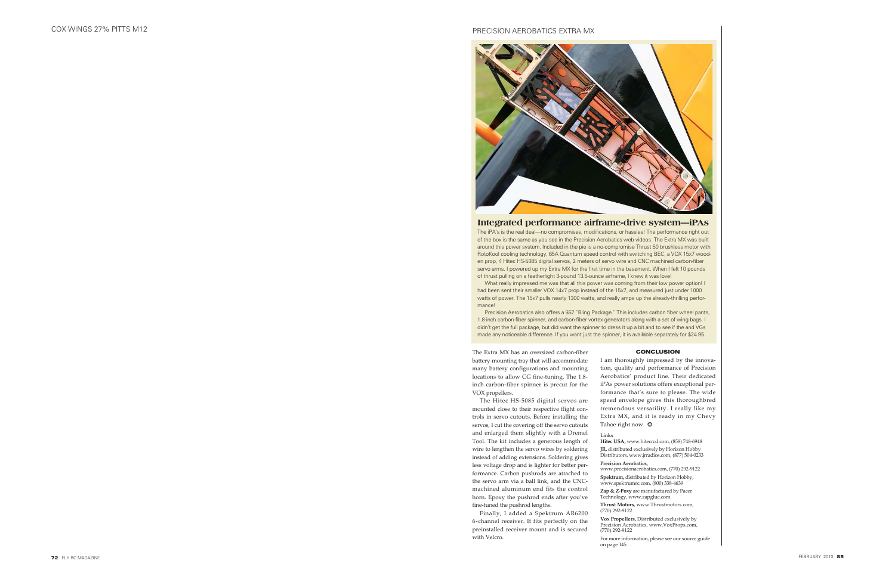## Integrated performance airframe-drive system—iPAs

The iPA's is the real deal—no compromises, modifications, or hassles! The performance right out of the box is the same as you see in the Precision Aerobatics web videos. The Extra MX was built around this power system. Included in the pie is a no-compromise Thrust 50 brushless motor with RotoKool cooling technology, 65A Quantum speed control with switching BEC, a VOX 15x7 wooden prop, 4 Hitec HS-5085 digital servos, 2 meters of servo wire and CNC machined carbon-fiber servo arms. I powered up my Extra MX for the first time in the basement. When I felt 10 pounds of thrust pulling on a featherlight 3-pound 13.5-ounce airframe, I knew it was love!

What really impressed me was that all this power was coming from their low power option! I had been sent their smaller VOX 14x7 prop instead of the 15x7, and measured just under 1000 watts of power. The 15x7 pulls nearly 1300 watts, and really amps up the already-thrilling performance!

Precision Aerobatics also offers a $57 "Bling Package." This includes carbon fiber wheel pants, 1.8-inch carbon-fiber spinner, and carbon-fiber vortex generators along with a set of wing bags. I didn't get the full package, but did want the spinner to dress it up a bit and to see if the and VGs made any noticeable difference. If you want just the spinner, it is available separately for $24.95.

The Extra MX has an oversized carbon-fiber battery-mounting tray that will accommodate many battery configurations and mounting locations to allow CG fine-tuning. The 1.8-inch carbon-fiber spinner is precut for the VOX propellers.

The Hitec HS-5085 digital servos are mounted close to their respective flight controls in servo cutouts. Before installing the servos, I cut the covering off the servo cutouts and enlarged them slightly with a Dremel Tool. The kit includes a generous length of wire to lengthen the servo wires by soldering instead of adding extensions. Soldering gives less voltage drop and is lighter for better performance. Carbon pushrods are attached to the servo arm via a ball link, and the CNC-machined aluminum end fits the control horn. Epoxy the pushrod ends after you've fine-tuned the pushrod lengths.

Finally, I added a Spektrum AR6200 6-channel receiver. It fits perfectly on the preinstalled receiver mount and is secured with Velcro.

### CONCLUSION

I am thoroughly impressed by the innovation, quality and performance of Precision Aerobatics' product line. Their dedicated iPAs power solutions offers exceptional performance that's sure to please. The wide speed envelope gives this thoroughbred tremendous versatility. I really like my Extra MX, and it is ready in my Chevy Tahoe right now. ✪

**Links**

**Hitec USA,** www.hitecrcd.com, (858) 748-6948

**JR,** distributed exclusively by Horizon Hobby Distributors, www.jrradios.com, (877) 504-0233

**Precision Aerobatics,** www.precisionaerobatics.com, (770) 292-9122

**Spektrum,** distributed by Horizon Hobby, www.spektrumrc.com, (800) 338-4639

**Zap & Z-Poxy** are manufactured by Pacer Technology, www.zapglue.com

**Thrust Motors,** www.Thrustmotors.com, (770) 292-9122

**Vox Propellers,** Distributed exclusively by Precision Aerobatics, www.VoxProps.com, (770) 292-9122

For more information, please see our source guide on page 145.